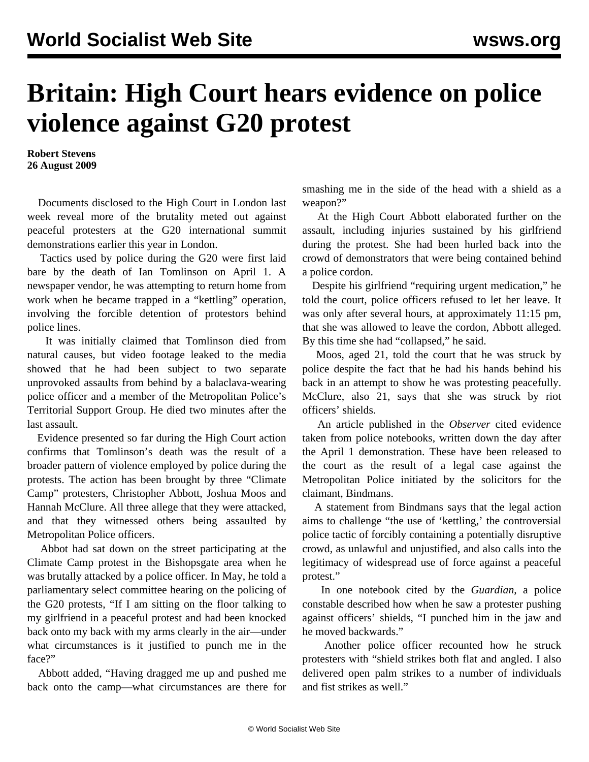# Britain: High Court hears evidence on police violence against G20 protest

**Robert Stevens**
**26 August 2009**

Documents disclosed to the High Court in London last week reveal more of the brutality meted out against peaceful protesters at the G20 international summit demonstrations earlier this year in London.

Tactics used by police during the G20 were first laid bare by the death of Ian Tomlinson on April 1. A newspaper vendor, he was attempting to return home from work when he became trapped in a "kettling" operation, involving the forcible detention of protestors behind police lines.

It was initially claimed that Tomlinson died from natural causes, but video footage leaked to the media showed that he had been subject to two separate unprovoked assaults from behind by a balaclava-wearing police officer and a member of the Metropolitan Police's Territorial Support Group. He died two minutes after the last assault.

Evidence presented so far during the High Court action confirms that Tomlinson's death was the result of a broader pattern of violence employed by police during the protests. The action has been brought by three "Climate Camp" protesters, Christopher Abbott, Joshua Moos and Hannah McClure. All three allege that they were attacked, and that they witnessed others being assaulted by Metropolitan Police officers.

Abbot had sat down on the street participating at the Climate Camp protest in the Bishopsgate area when he was brutally attacked by a police officer. In May, he told a parliamentary select committee hearing on the policing of the G20 protests, "If I am sitting on the floor talking to my girlfriend in a peaceful protest and had been knocked back onto my back with my arms clearly in the air—under what circumstances is it justified to punch me in the face?"

Abbott added, "Having dragged me up and pushed me back onto the camp—what circumstances are there for smashing me in the side of the head with a shield as a weapon?"

At the High Court Abbott elaborated further on the assault, including injuries sustained by his girlfriend during the protest. She had been hurled back into the crowd of demonstrators that were being contained behind a police cordon.

Despite his girlfriend "requiring urgent medication," he told the court, police officers refused to let her leave. It was only after several hours, at approximately 11:15 pm, that she was allowed to leave the cordon, Abbott alleged. By this time she had "collapsed," he said.

Moos, aged 21, told the court that he was struck by police despite the fact that he had his hands behind his back in an attempt to show he was protesting peacefully. McClure, also 21, says that she was struck by riot officers' shields.

An article published in the *Observer* cited evidence taken from police notebooks, written down the day after the April 1 demonstration. These have been released to the court as the result of a legal case against the Metropolitan Police initiated by the solicitors for the claimant, Bindmans.

A statement from Bindmans says that the legal action aims to challenge "the use of 'kettling,' the controversial police tactic of forcibly containing a potentially disruptive crowd, as unlawful and unjustified, and also calls into the legitimacy of widespread use of force against a peaceful protest."

In one notebook cited by the *Guardian*, a police constable described how when he saw a protester pushing against officers' shields, "I punched him in the jaw and he moved backwards."

Another police officer recounted how he struck protesters with "shield strikes both flat and angled. I also delivered open palm strikes to a number of individuals and fist strikes as well."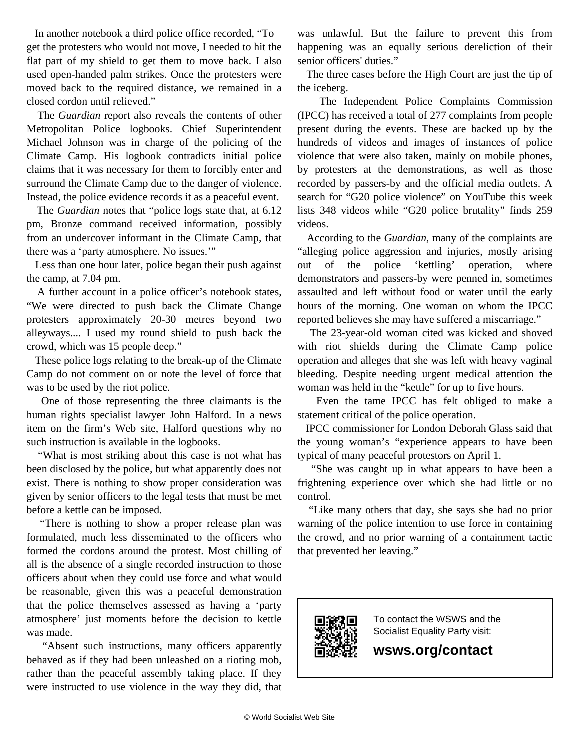In another notebook a third police office recorded, "To get the protesters who would not move, I needed to hit the flat part of my shield to get them to move back. I also used open-handed palm strikes. Once the protesters were moved back to the required distance, we remained in a closed cordon until relieved."

The *Guardian* report also reveals the contents of other Metropolitan Police logbooks. Chief Superintendent Michael Johnson was in charge of the policing of the Climate Camp. His logbook contradicts initial police claims that it was necessary for them to forcibly enter and surround the Climate Camp due to the danger of violence. Instead, the police evidence records it as a peaceful event.

The *Guardian* notes that "police logs state that, at 6.12 pm, Bronze command received information, possibly from an undercover informant in the Climate Camp, that there was a 'party atmosphere. No issues.'"

Less than one hour later, police began their push against the camp, at 7.04 pm.

A further account in a police officer's notebook states, "We were directed to push back the Climate Change protesters approximately 20-30 metres beyond two alleyways.... I used my round shield to push back the crowd, which was 15 people deep."

These police logs relating to the break-up of the Climate Camp do not comment on or note the level of force that was to be used by the riot police.

One of those representing the three claimants is the human rights specialist lawyer John Halford. In a news item on the firm's Web site, Halford questions why no such instruction is available in the logbooks.

"What is most striking about this case is not what has been disclosed by the police, but what apparently does not exist. There is nothing to show proper consideration was given by senior officers to the legal tests that must be met before a kettle can be imposed.

"There is nothing to show a proper release plan was formulated, much less disseminated to the officers who formed the cordons around the protest. Most chilling of all is the absence of a single recorded instruction to those officers about when they could use force and what would be reasonable, given this was a peaceful demonstration that the police themselves assessed as having a 'party atmosphere' just moments before the decision to kettle was made.

"Absent such instructions, many officers apparently behaved as if they had been unleashed on a rioting mob, rather than the peaceful assembly taking place. If they were instructed to use violence in the way they did, that was unlawful. But the failure to prevent this from happening was an equally serious dereliction of their senior officers' duties."

The three cases before the High Court are just the tip of the iceberg.

The Independent Police Complaints Commission (IPCC) has received a total of 277 complaints from people present during the events. These are backed up by the hundreds of videos and images of instances of police violence that were also taken, mainly on mobile phones, by protesters at the demonstrations, as well as those recorded by passers-by and the official media outlets. A search for "G20 police violence" on YouTube this week lists 348 videos while "G20 police brutality" finds 259 videos.

According to the *Guardian*, many of the complaints are "alleging police aggression and injuries, mostly arising out of the police 'kettling' operation, where demonstrators and passers-by were penned in, sometimes assaulted and left without food or water until the early hours of the morning. One woman on whom the IPCC reported believes she may have suffered a miscarriage."

The 23-year-old woman cited was kicked and shoved with riot shields during the Climate Camp police operation and alleges that she was left with heavy vaginal bleeding. Despite needing urgent medical attention the woman was held in the "kettle" for up to five hours.

Even the tame IPCC has felt obliged to make a statement critical of the police operation.

IPCC commissioner for London Deborah Glass said that the young woman's "experience appears to have been typical of many peaceful protestors on April 1.

"She was caught up in what appears to have been a frightening experience over which she had little or no control.

"Like many others that day, she says she had no prior warning of the police intention to use force in containing the crowd, and no prior warning of a containment tactic that prevented her leaving."

To contact the WSWS and the Socialist Equality Party visit:

**wsws.org/contact**